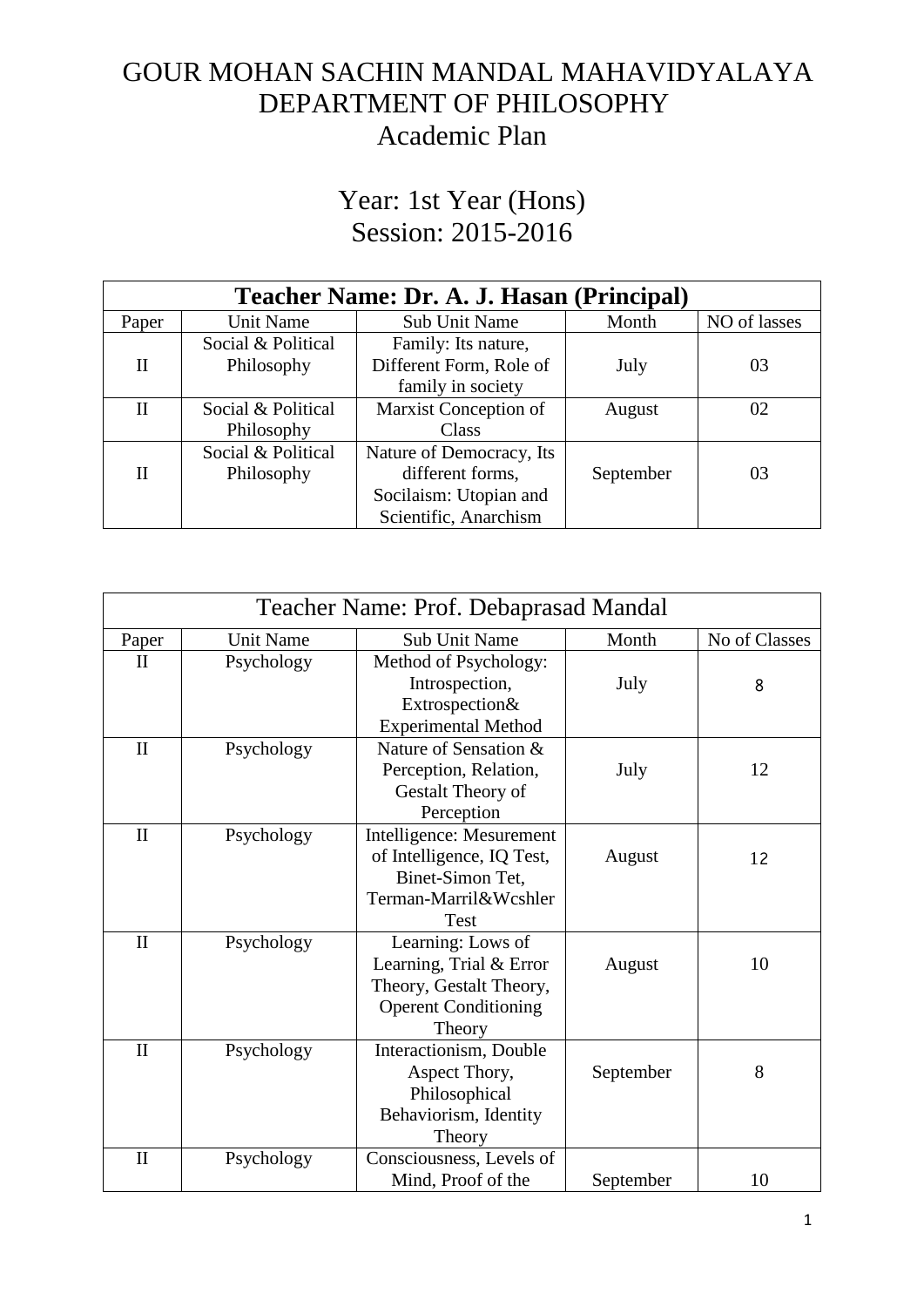# GOUR MOHAN SACHIN MANDAL MAHAVIDYALAYA
# DEPARTMENT OF PHILOSOPHY
## Academic Plan

## Year: 1st Year (Hons)
## Session: 2015-2016

| **Teacher Name: Dr. A. J. Hasan (Principal)** | | | | |
|---|---|---|---|---|
| Paper | Unit Name | Sub Unit Name | Month | NO of lasses |
| II | Social & Political Philosophy | Family: Its nature, Different Form, Role of family in society | July | 03 |
| II | Social & Political Philosophy | Marxist Conception of Class | August | 02 |
| II | Social & Political Philosophy | Nature of Democracy, Its different forms, Socilaism: Utopian and Scientific, Anarchism | September | 03 |

| Teacher Name: Prof. Debaprasad Mandal | | | | |
|---|---|---|---|---|
| Paper | Unit Name | Sub Unit Name | Month | No of Classes |
| II | Psychology | Method of Psychology: Introspection, Extrospection& Experimental Method | July | 8 |
| II | Psychology | Nature of Sensation & Perception, Relation, Gestalt Theory of Perception | July | 12 |
| II | Psychology | Intelligence: Mesurement of Intelligence, IQ Test, Binet-Simon Tet, Terman-Marril&Wcshler Test | August | 12 |
| II | Psychology | Learning: Lows of Learning, Trial & Error Theory, Gestalt Theory, Operent Conditioning Theory | August | 10 |
| II | Psychology | Interactionism, Double Aspect Thory, Philosophical Behaviorism, Identity Theory | September | 8 |
| II | Psychology | Consciousness, Levels of Mind, Proof of the | September | 10 |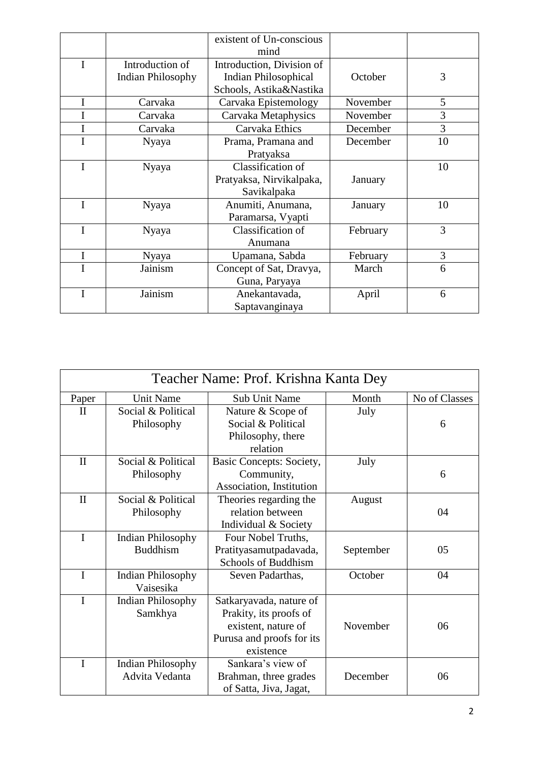| | | existent of Un-conscious mind | | |
|---|---|---|---|---|
| I | Introduction of Indian Philosophy | Introduction, Division of Indian Philosophical Schools, Astika&Nastika | October | 3 |
| I | Carvaka | Carvaka Epistemology | November | 5 |
| I | Carvaka | Carvaka Metaphysics | November | 3 |
| I | Carvaka | Carvaka Ethics | December | 3 |
| I | Nyaya | Prama, Pramana and Pratyaksa | December | 10 |
| I | Nyaya | Classification of Pratyaksa, Nirvikalpaka, Savikalpaka | January | 10 |
| I | Nyaya | Anumiti, Anumana, Paramarsa, Vyapti | January | 10 |
| I | Nyaya | Classification of Anumana | February | 3 |
| I | Nyaya | Upamana, Sabda | February | 3 |
| I | Jainism | Concept of Sat, Dravya, Guna, Paryaya | March | 6 |
| I | Jainism | Anekantavada, Saptavanginaya | April | 6 |

| Teacher Name: Prof. Krishna Kanta Dey | | | | |
|---|---|---|---|---|
| Paper | Unit Name | Sub Unit Name | Month | No of Classes |
| II | Social & Political Philosophy | Nature & Scope of Social & Political Philosophy, there relation | July | 6 |
| II | Social & Political Philosophy | Basic Concepts: Society, Community, Association, Institution | July | 6 |
| II | Social & Political Philosophy | Theories regarding the relation between Individual & Society | August | 04 |
| I | Indian Philosophy Buddhism | Four Nobel Truths, Pratityasamutpadavada, Schools of Buddhism | September | 05 |
| I | Indian Philosophy Vaisesika | Seven Padarthas, | October | 04 |
| I | Indian Philosophy Samkhya | Satkaryavada, nature of Prakity, its proofs of existent, nature of Purusa and proofs for its existence | November | 06 |
| I | Indian Philosophy Advita Vedanta | Sankara's view of Brahman, three grades of Satta, Jiva, Jagat, | December | 06 |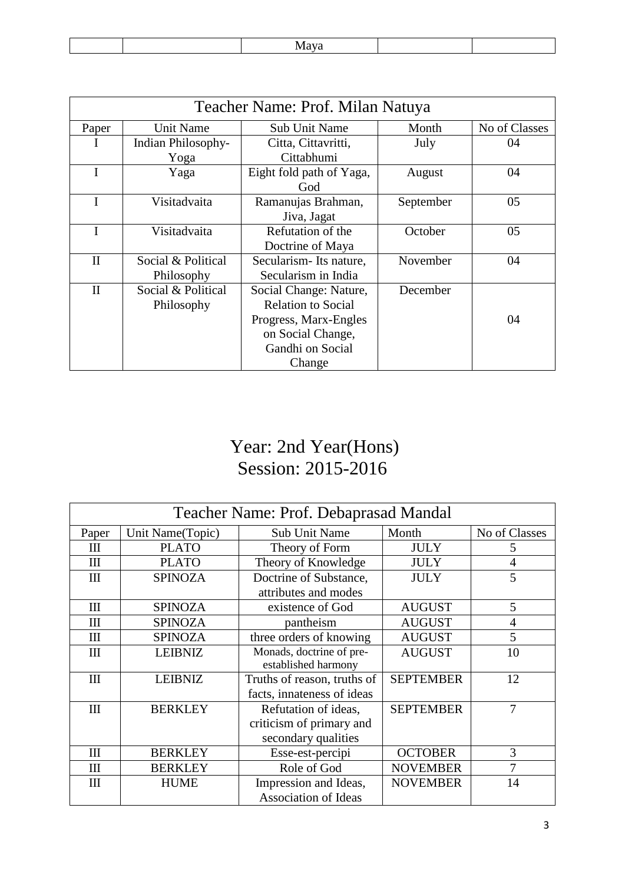| | | Maya | | |
|---|---|---|---|---|

| Teacher Name: Prof. Milan Natuya | | | | |
|---|---|---|---|---|
| Paper | Unit Name | Sub Unit Name | Month | No of Classes |
| I | Indian Philosophy-Yoga | Citta, Cittavritti, Cittabhumi | July | 04 |
| I | Yaga | Eight fold path of Yaga, God | August | 04 |
| I | Visitadvaita | Ramanujas Brahman, Jiva, Jagat | September | 05 |
| I | Visitadvaita | Refutation of the Doctrine of Maya | October | 05 |
| II | Social & Political Philosophy | Secularism- Its nature, Secularism in India | November | 04 |
| II | Social & Political Philosophy | Social Change: Nature, Relation to Social Progress, Marx-Engles on Social Change, Gandhi on Social Change | December | 04 |

# Year: 2nd Year(Hons)
# Session: 2015-2016

| Teacher Name: Prof. Debaprasad Mandal | | | | |
|---|---|---|---|---|
| Paper | Unit Name(Topic) | Sub Unit Name | Month | No of Classes |
| III | PLATO | Theory of Form | JULY | 5 |
| III | PLATO | Theory of Knowledge | JULY | 4 |
| III | SPINOZA | Doctrine of Substance, attributes and modes | JULY | 5 |
| III | SPINOZA | existence of God | AUGUST | 5 |
| III | SPINOZA | pantheism | AUGUST | 4 |
| III | SPINOZA | three orders of knowing | AUGUST | 5 |
| III | LEIBNIZ | Monads, doctrine of pre-established harmony | AUGUST | 10 |
| III | LEIBNIZ | Truths of reason, truths of facts, innateness of ideas | SEPTEMBER | 12 |
| III | BERKLEY | Refutation of ideas, criticism of primary and secondary qualities | SEPTEMBER | 7 |
| III | BERKLEY | Esse-est-percipi | OCTOBER | 3 |
| III | BERKLEY | Role of God | NOVEMBER | 7 |
| III | HUME | Impression and Ideas, Association of Ideas | NOVEMBER | 14 |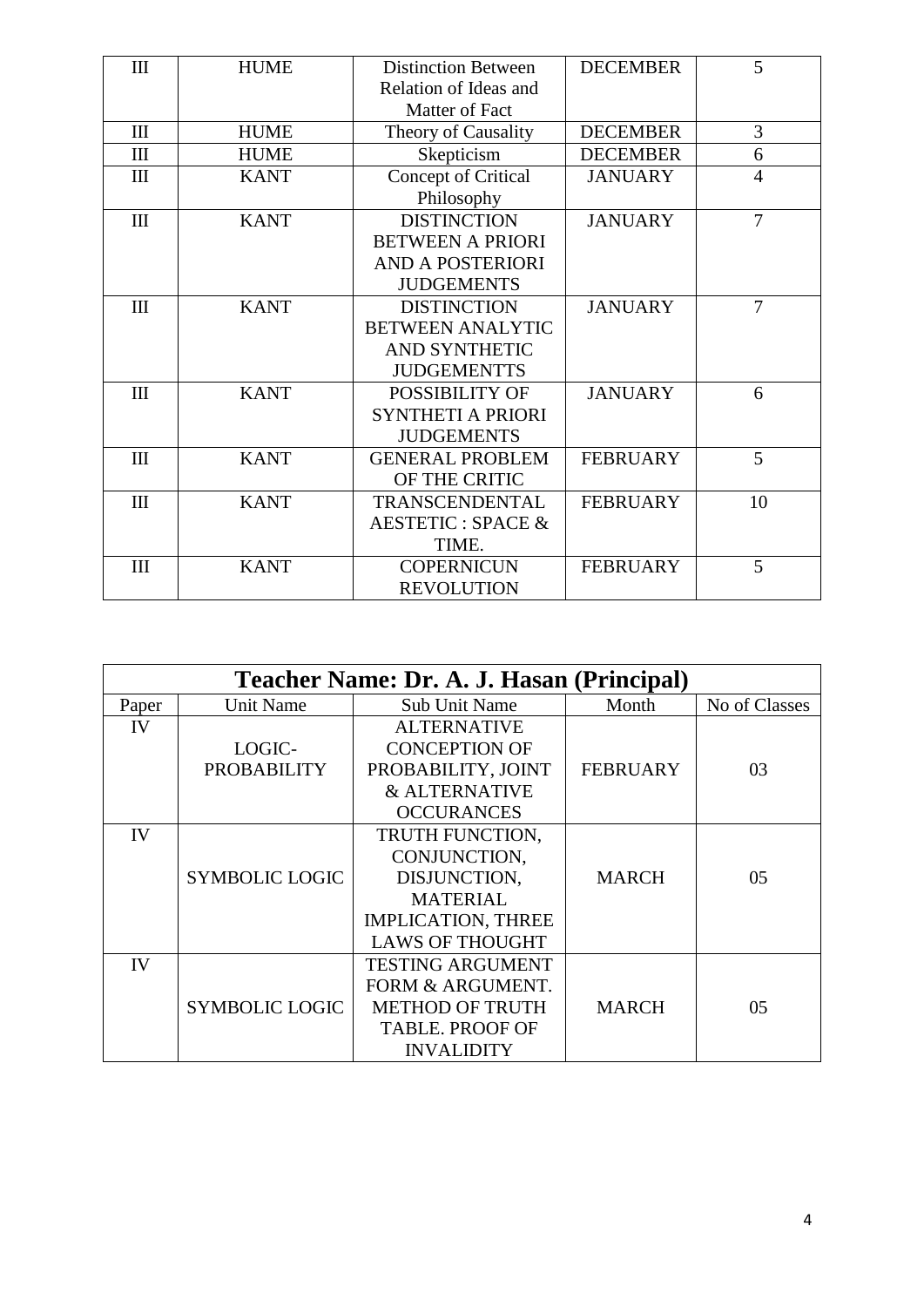| III | HUME | Distinction Between Relation of Ideas and Matter of Fact | DECEMBER | 5 |
|---|---|---|---|---|
| III | HUME | Theory of Causality | DECEMBER | 3 |
| III | HUME | Skepticism | DECEMBER | 6 |
| III | KANT | Concept of Critical Philosophy | JANUARY | 4 |
| III | KANT | DISTINCTION BETWEEN A PRIORI AND A POSTERIORI JUDGEMENTS | JANUARY | 7 |
| III | KANT | DISTINCTION BETWEEN ANALYTIC AND SYNTHETIC JUDGEMENTTS | JANUARY | 7 |
| III | KANT | POSSIBILITY OF SYNTHETI A PRIORI JUDGEMENTS | JANUARY | 6 |
| III | KANT | GENERAL PROBLEM OF THE CRITIC | FEBRUARY | 5 |
| III | KANT | TRANSCENDENTAL AESTETIC : SPACE & TIME. | FEBRUARY | 10 |
| III | KANT | COPERNICUN REVOLUTION | FEBRUARY | 5 |

| **Teacher Name: Dr. A. J. Hasan (Principal)** | | | | |
|---|---|---|---|---|
| Paper | Unit Name | Sub Unit Name | Month | No of Classes |
| IV | LOGIC-PROBABILITY | ALTERNATIVE CONCEPTION OF PROBABILITY, JOINT & ALTERNATIVE OCCURANCES | FEBRUARY | 03 |
| IV | SYMBOLIC LOGIC | TRUTH FUNCTION, CONJUNCTION, DISJUNCTION, MATERIAL IMPLICATION, THREE LAWS OF THOUGHT | MARCH | 05 |
| IV | SYMBOLIC LOGIC | TESTING ARGUMENT FORM & ARGUMENT. METHOD OF TRUTH TABLE. PROOF OF INVALIDITY | MARCH | 05 |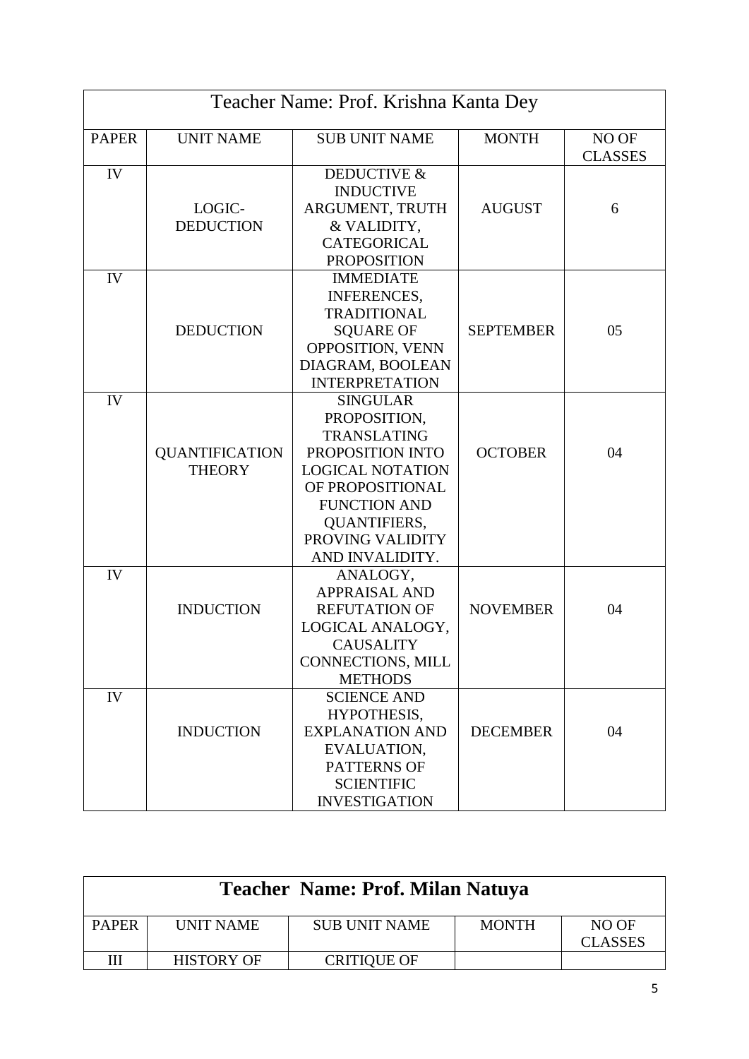| Teacher Name: Prof. Krishna Kanta Dey | | | | |
|---|---|---|---|---|
| PAPER | UNIT NAME | SUB UNIT NAME | MONTH | NO OF CLASSES |
| IV | LOGIC-DEDUCTION | DEDUCTIVE & INDUCTIVE ARGUMENT, TRUTH & VALIDITY, CATEGORICAL PROPOSITION | AUGUST | 6 |
| IV | DEDUCTION | IMMEDIATE INFERENCES, TRADITIONAL SQUARE OF OPPOSITION, VENN DIAGRAM, BOOLEAN INTERPRETATION | SEPTEMBER | 05 |
| IV | QUANTIFICATION THEORY | SINGULAR PROPOSITION, TRANSLATING PROPOSITION INTO LOGICAL NOTATION OF PROPOSITIONAL FUNCTION AND QUANTIFIERS, PROVING VALIDITY AND INVALIDITY. | OCTOBER | 04 |
| IV | INDUCTION | ANALOGY, APPRAISAL AND REFUTATION OF LOGICAL ANALOGY, CAUSALITY CONNECTIONS, MILL METHODS | NOVEMBER | 04 |
| IV | INDUCTION | SCIENCE AND HYPOTHESIS, EXPLANATION AND EVALUATION, PATTERNS OF SCIENTIFIC INVESTIGATION | DECEMBER | 04 |

| **Teacher Name: Prof. Milan Natuya** | | | | |
|---|---|---|---|---|
| PAPER | UNIT NAME | SUB UNIT NAME | MONTH | NO OF CLASSES |
| III | HISTORY OF | CRITIQUE OF | | |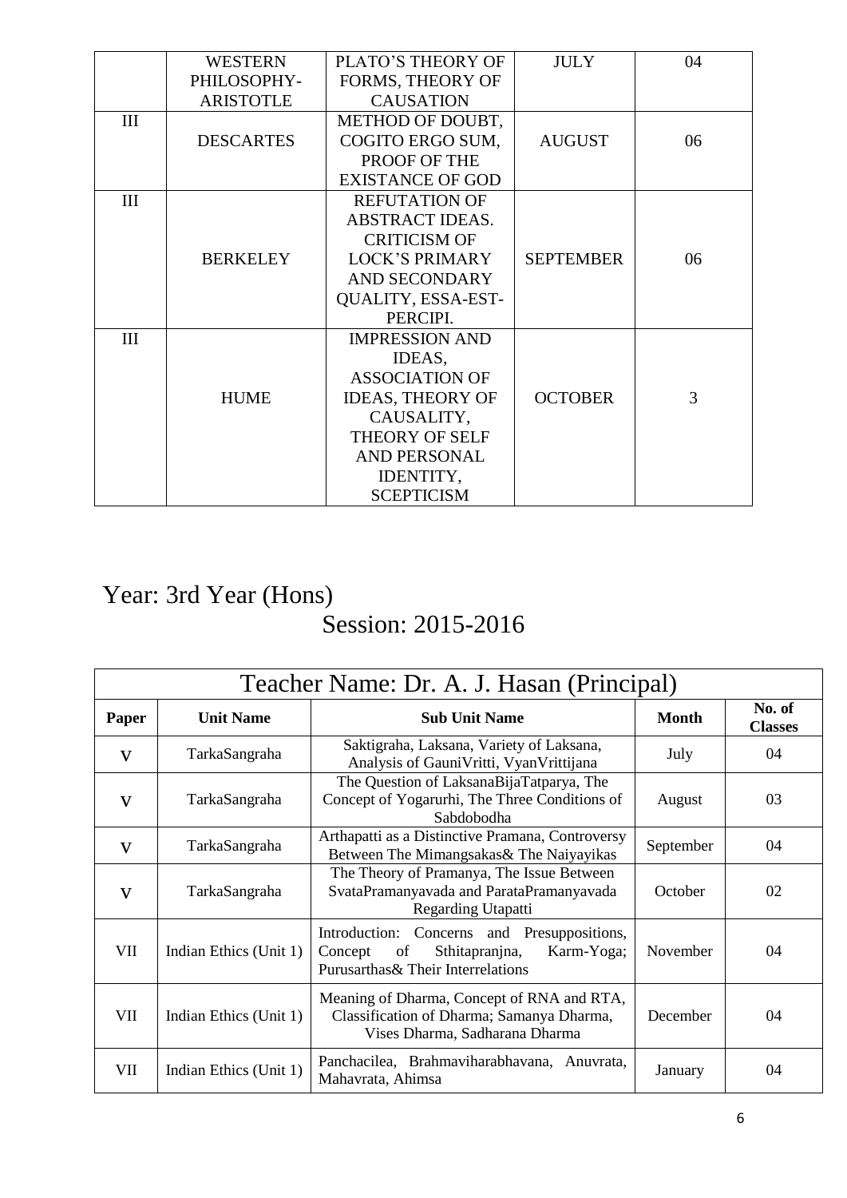| | WESTERN PHILOSOPHY-ARISTOTLE | PLATO'S THEORY OF FORMS, THEORY OF CAUSATION | JULY | 04 |
|---|---|---|---|---|
| III | DESCARTES | METHOD OF DOUBT, COGITO ERGO SUM, PROOF OF THE EXISTANCE OF GOD | AUGUST | 06 |
| III | BERKELEY | REFUTATION OF ABSTRACT IDEAS. CRITICISM OF LOCK'S PRIMARY AND SECONDARY QUALITY, ESSA-EST-PERCIPI. | SEPTEMBER | 06 |
| III | HUME | IMPRESSION AND IDEAS, ASSOCIATION OF IDEAS, THEORY OF CAUSALITY, THEORY OF SELF AND PERSONAL IDENTITY, SCEPTICISM | OCTOBER | 3 |

## Year: 3rd Year (Hons)

## Session: 2015-2016

| Teacher Name: Dr. A. J. Hasan (Principal) | | | | |
|---|---|---|---|---|
| **Paper** | **Unit Name** | **Sub Unit Name** | **Month** | **No. of Classes** |
| V | TarkaSangraha | Saktigraha, Laksana, Variety of Laksana, Analysis of GauniVritti, VyanVrittijana | July | 04 |
| V | TarkaSangraha | The Question of LaksanaBijaTatparya, The Concept of Yogarurhi, The Three Conditions of Sabdobodha | August | 03 |
| V | TarkaSangraha | Arthapatti as a Distinctive Pramana, Controversy Between The Mimangsakas& The Naiyayikas | September | 04 |
| V | TarkaSangraha | The Theory of Pramanya, The Issue Between SvataPramanyavada and ParataPramanyavada Regarding Utapatti | October | 02 |
| VII | Indian Ethics (Unit 1) | Introduction: Concerns and Presuppositions, Concept of Sthitapranjna, Karm-Yoga; Purusarthas& Their Interrelations | November | 04 |
| VII | Indian Ethics (Unit 1) | Meaning of Dharma, Concept of RNA and RTA, Classification of Dharma; Samanya Dharma, Vises Dharma, Sadharana Dharma | December | 04 |
| VII | Indian Ethics (Unit 1) | Panchacilea, Brahmaviharabhavana, Anuvrata, Mahavrata, Ahimsa | January | 04 |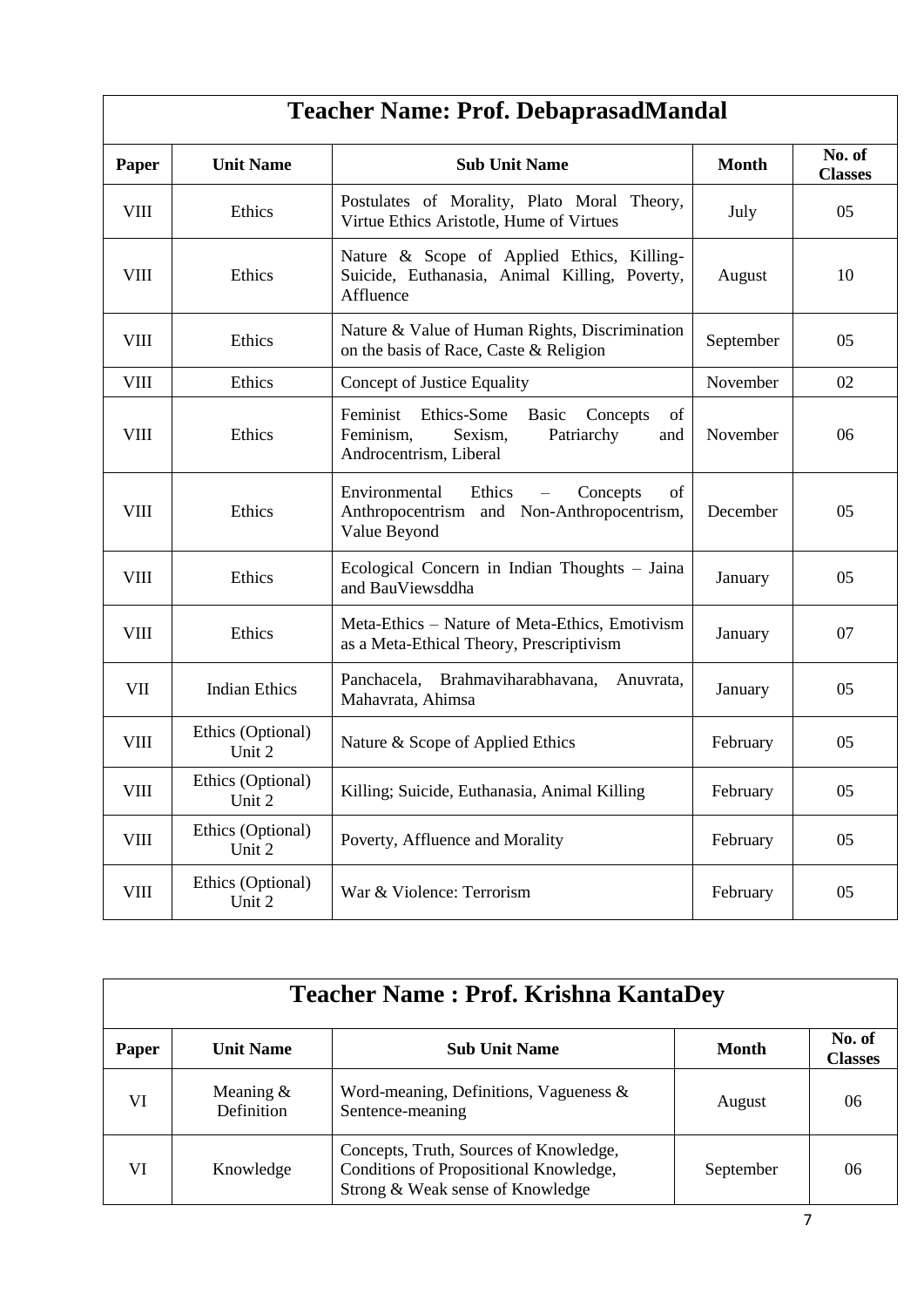## Teacher Name: Prof. DebaprasadMandal

| Paper | Unit Name | Sub Unit Name | Month | No. of Classes |
|---|---|---|---|---|
| VIII | Ethics | Postulates of Morality, Plato Moral Theory, Virtue Ethics Aristotle, Hume of Virtues | July | 05 |
| VIII | Ethics | Nature & Scope of Applied Ethics, Killing-Suicide, Euthanasia, Animal Killing, Poverty, Affluence | August | 10 |
| VIII | Ethics | Nature & Value of Human Rights, Discrimination on the basis of Race, Caste & Religion | September | 05 |
| VIII | Ethics | Concept of Justice Equality | November | 02 |
| VIII | Ethics | Feminist Ethics-Some Basic Concepts of Feminism, Sexism, Patriarchy and Androcentrism, Liberal | November | 06 |
| VIII | Ethics | Environmental Ethics – Concepts of Anthropocentrism and Non-Anthropocentrism, Value Beyond | December | 05 |
| VIII | Ethics | Ecological Concern in Indian Thoughts – Jaina and BauViewsddha | January | 05 |
| VIII | Ethics | Meta-Ethics – Nature of Meta-Ethics, Emotivism as a Meta-Ethical Theory, Prescriptivism | January | 07 |
| VII | Indian Ethics | Panchacela, Brahmaviharabhavana, Anuvrata, Mahavrata, Ahimsa | January | 05 |
| VIII | Ethics (Optional) Unit 2 | Nature & Scope of Applied Ethics | February | 05 |
| VIII | Ethics (Optional) Unit 2 | Killing; Suicide, Euthanasia, Animal Killing | February | 05 |
| VIII | Ethics (Optional) Unit 2 | Poverty, Affluence and Morality | February | 05 |
| VIII | Ethics (Optional) Unit 2 | War & Violence: Terrorism | February | 05 |

## Teacher Name : Prof. Krishna KantaDey

| Paper | Unit Name | Sub Unit Name | Month | No. of Classes |
|---|---|---|---|---|
| VI | Meaning & Definition | Word-meaning, Definitions, Vagueness & Sentence-meaning | August | 06 |
| VI | Knowledge | Concepts, Truth, Sources of Knowledge, Conditions of Propositional Knowledge, Strong & Weak sense of Knowledge | September | 06 |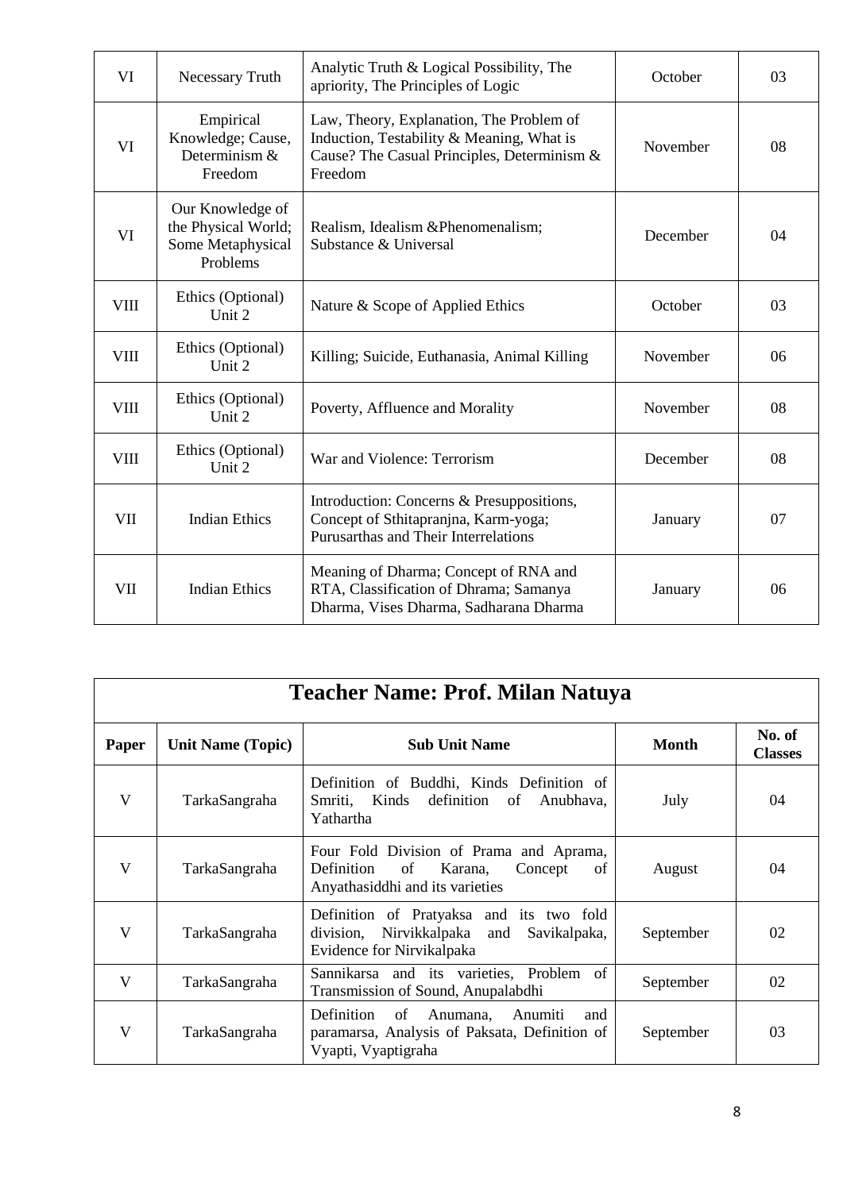| Paper | Unit Name (Topic) | Sub Unit Name | Month | No. of Classes |
|---|---|---|---|---|
| VI | Necessary Truth | Analytic Truth & Logical Possibility, The apriority, The Principles of Logic | October | 03 |
| VI | Empirical Knowledge; Cause, Determinism & Freedom | Law, Theory, Explanation, The Problem of Induction, Testability & Meaning, What is Cause? The Casual Principles, Determinism & Freedom | November | 08 |
| VI | Our Knowledge of the Physical World; Some Metaphysical Problems | Realism, Idealism &Phenomenalism; Substance & Universal | December | 04 |
| VIII | Ethics (Optional) Unit 2 | Nature & Scope of Applied Ethics | October | 03 |
| VIII | Ethics (Optional) Unit 2 | Killing; Suicide, Euthanasia, Animal Killing | November | 06 |
| VIII | Ethics (Optional) Unit 2 | Poverty, Affluence and Morality | November | 08 |
| VIII | Ethics (Optional) Unit 2 | War and Violence: Terrorism | December | 08 |
| VII | Indian Ethics | Introduction: Concerns & Presuppositions, Concept of Sthitapranjna, Karm-yoga; Purusarthas and Their Interrelations | January | 07 |
| VII | Indian Ethics | Meaning of Dharma; Concept of RNA and RTA, Classification of Dhrama; Samanya Dharma, Vises Dharma, Sadharana Dharma | January | 06 |

## Teacher Name: Prof. Milan Natuya

| Paper | Unit Name (Topic) | Sub Unit Name | Month | No. of Classes |
|---|---|---|---|---|
| V | TarkaSangraha | Definition of Buddhi, Kinds Definition of Smriti, Kinds definition of Anubhava, Yathartha | July | 04 |
| V | TarkaSangraha | Four Fold Division of Prama and Aprama, Definition of Karana, Concept of Anyathasiddhi and its varieties | August | 04 |
| V | TarkaSangraha | Definition of Pratyaksa and its two fold division, Nirvikkalpaka and Savikalpaka, Evidence for Nirvikalpaka | September | 02 |
| V | TarkaSangraha | Sannikarsa and its varieties, Problem of Transmission of Sound, Anupalabdhi | September | 02 |
| V | TarkaSangraha | Definition of Anumana, Anumiti and paramarsa, Analysis of Paksata, Definition of Vyapti, Vyaptigraha | September | 03 |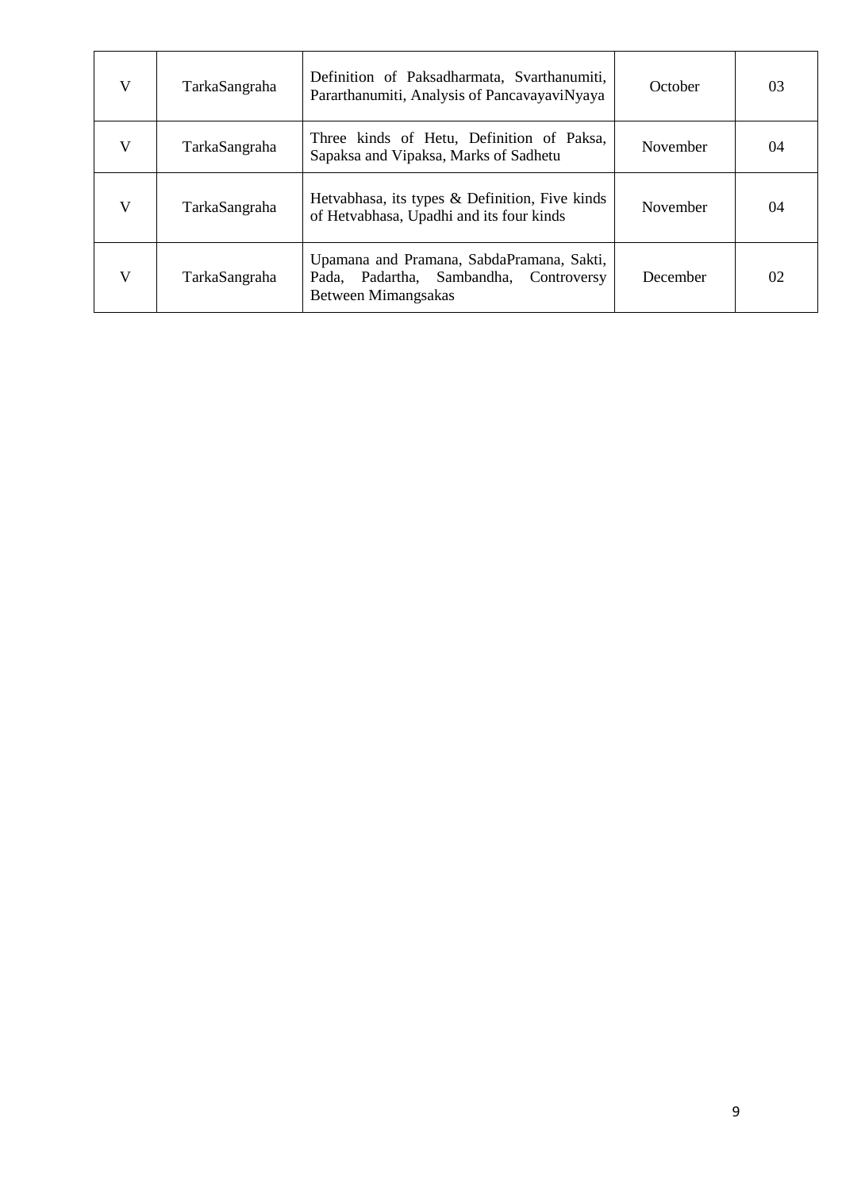| V | TarkaSangraha | Definition of Paksadharmata, Svarthanumiti, Pararthanumiti, Analysis of PancavayaviNyaya | October | 03 |
|---|---|---|---|---|
| V | TarkaSangraha | Three kinds of Hetu, Definition of Paksa, Sapaksa and Vipaksa, Marks of Sadhetu | November | 04 |
| V | TarkaSangraha | Hetvabhasa, its types & Definition, Five kinds of Hetvabhasa, Upadhi and its four kinds | November | 04 |
| V | TarkaSangraha | Upamana and Pramana, SabdaPramana, Sakti, Pada, Padartha, Sambandha, Controversy Between Mimangsakas | December | 02 |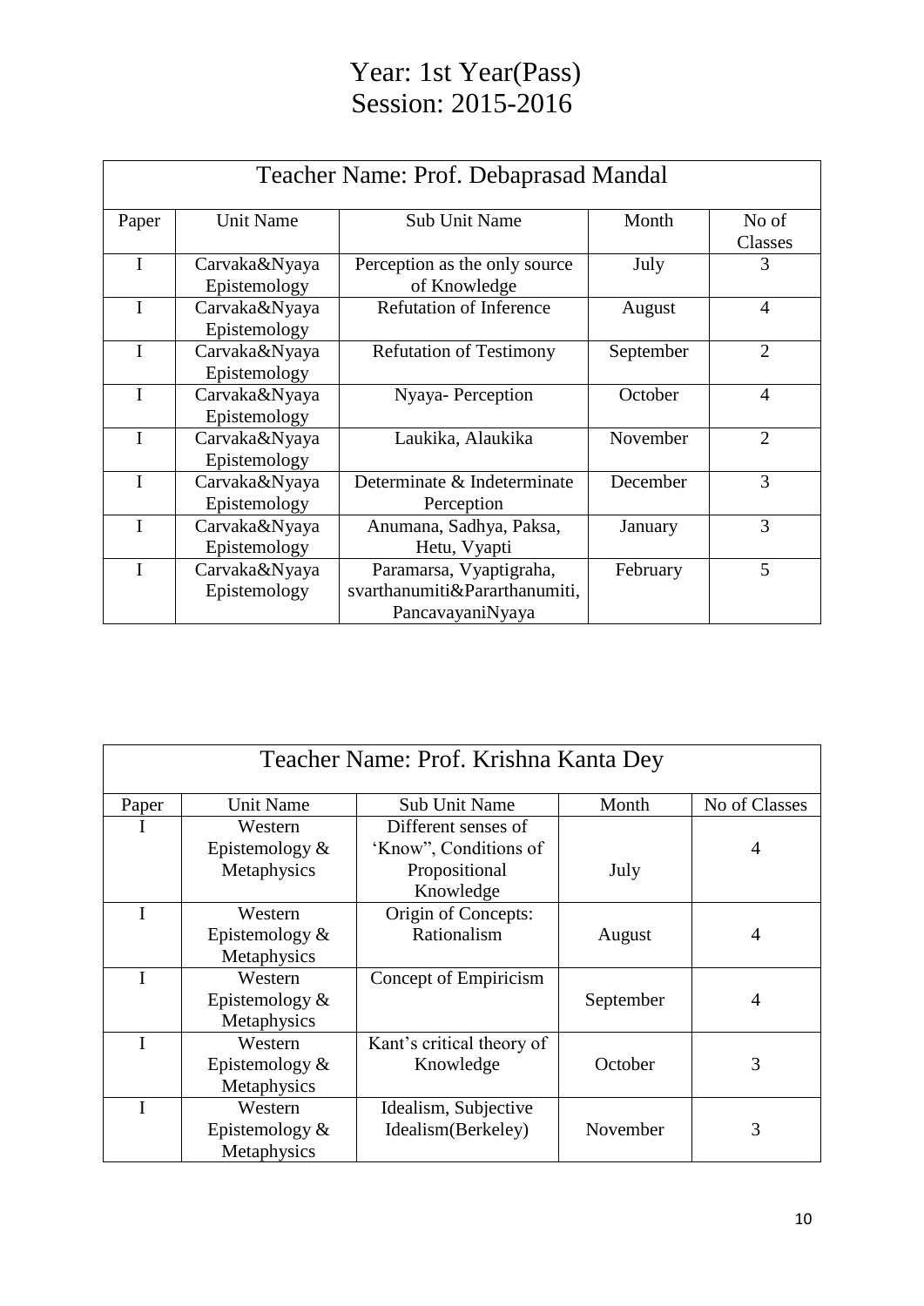# Year: 1st Year(Pass)
# Session: 2015-2016

| Teacher Name: Prof. Debaprasad Mandal | | | | |
|---|---|---|---|---|
| Paper | Unit Name | Sub Unit Name | Month | No of Classes |
| I | Carvaka&Nyaya Epistemology | Perception as the only source of Knowledge | July | 3 |
| I | Carvaka&Nyaya Epistemology | Refutation of Inference | August | 4 |
| I | Carvaka&Nyaya Epistemology | Refutation of Testimony | September | 2 |
| I | Carvaka&Nyaya Epistemology | Nyaya- Perception | October | 4 |
| I | Carvaka&Nyaya Epistemology | Laukika, Alaukika | November | 2 |
| I | Carvaka&Nyaya Epistemology | Determinate & Indeterminate Perception | December | 3 |
| I | Carvaka&Nyaya Epistemology | Anumana, Sadhya, Paksa, Hetu, Vyapti | January | 3 |
| I | Carvaka&Nyaya Epistemology | Paramarsa, Vyaptigraha, svarthanumiti&Pararthanumiti, PancavayaniNyaya | February | 5 |

| Teacher Name: Prof. Krishna Kanta Dey | | | | |
|---|---|---|---|---|
| Paper | Unit Name | Sub Unit Name | Month | No of Classes |
| I | Western Epistemology & Metaphysics | Different senses of 'Know", Conditions of Propositional Knowledge | July | 4 |
| I | Western Epistemology & Metaphysics | Origin of Concepts: Rationalism | August | 4 |
| I | Western Epistemology & Metaphysics | Concept of Empiricism | September | 4 |
| I | Western Epistemology & Metaphysics | Kant's critical theory of Knowledge | October | 3 |
| I | Western Epistemology & Metaphysics | Idealism, Subjective Idealism(Berkeley) | November | 3 |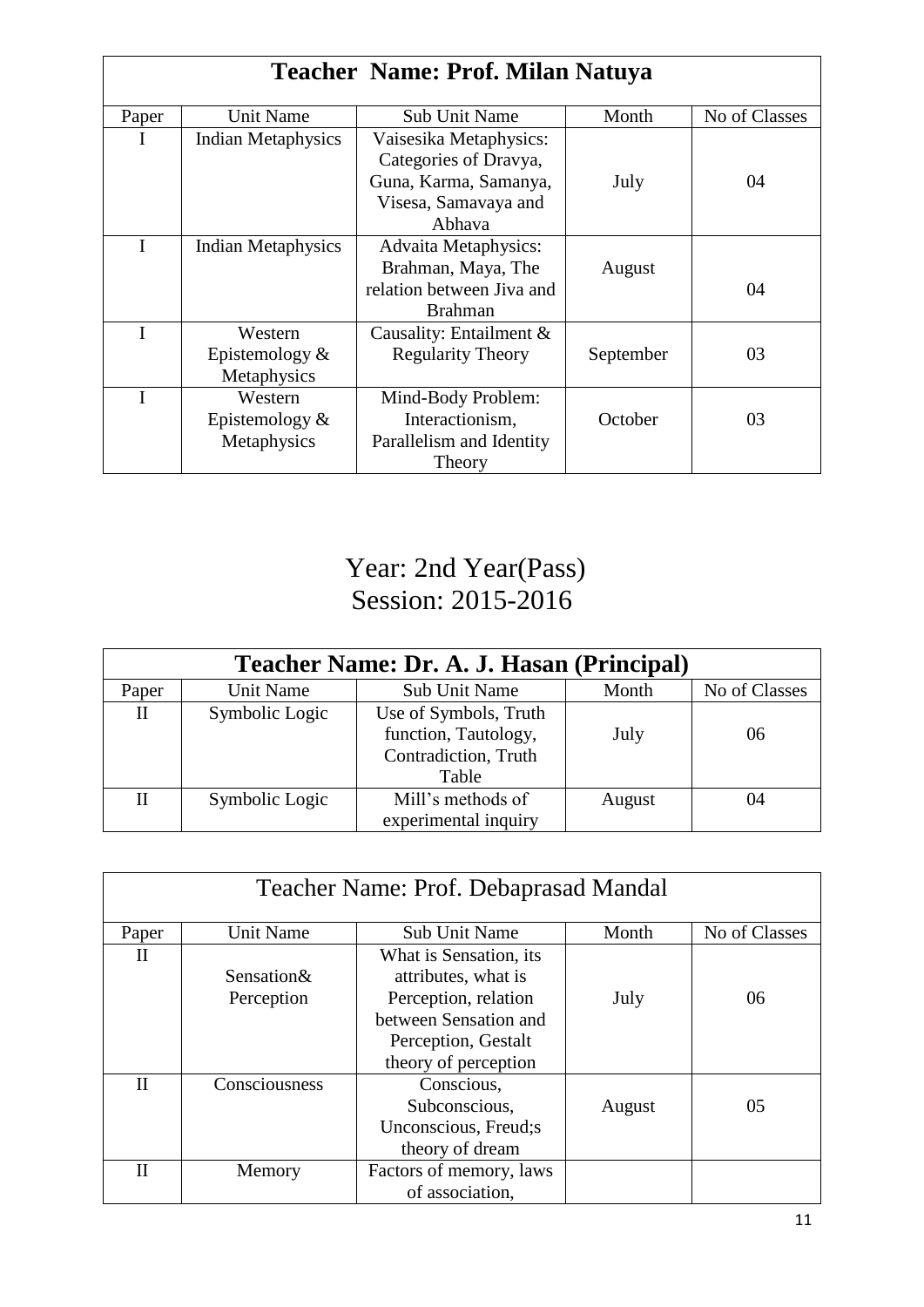| **Teacher Name: Prof. Milan Natuya** | | | | |
|---|---|---|---|---|
| Paper | Unit Name | Sub Unit Name | Month | No of Classes |
| I | Indian Metaphysics | Vaisesika Metaphysics: Categories of Dravya, Guna, Karma, Samanya, Visesa, Samavaya and Abhava | July | 04 |
| I | Indian Metaphysics | Advaita Metaphysics: Brahman, Maya, The relation between Jiva and Brahman | August | 04 |
| I | Western Epistemology & Metaphysics | Causality: Entailment & Regularity Theory | September | 03 |
| I | Western Epistemology & Metaphysics | Mind-Body Problem: Interactionism, Parallelism and Identity Theory | October | 03 |

# Year: 2nd Year(Pass)
# Session: 2015-2016

| **Teacher Name: Dr. A. J. Hasan (Principal)** | | | | |
|---|---|---|---|---|
| Paper | Unit Name | Sub Unit Name | Month | No of Classes |
| II | Symbolic Logic | Use of Symbols, Truth function, Tautology, Contradiction, Truth Table | July | 06 |
| II | Symbolic Logic | Mill's methods of experimental inquiry | August | 04 |

| Teacher Name: Prof. Debaprasad Mandal | | | | |
|---|---|---|---|---|
| Paper | Unit Name | Sub Unit Name | Month | No of Classes |
| II | Sensation& Perception | What is Sensation, its attributes, what is Perception, relation between Sensation and Perception, Gestalt theory of perception | July | 06 |
| II | Consciousness | Conscious, Subconscious, Unconscious, Freud;s theory of dream | August | 05 |
| II | Memory | Factors of memory, laws of association, | | |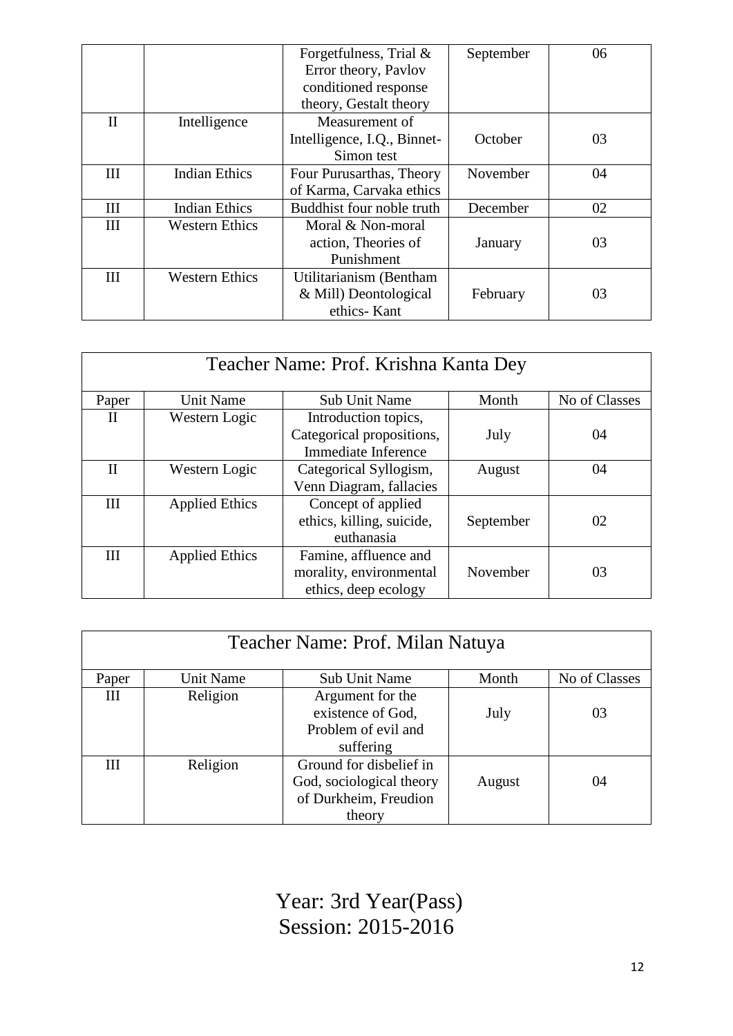| | | Forgetfulness, Trial & Error theory, Pavlov conditioned response theory, Gestalt theory | September | 06 |
|---|---|---|---|---|
| II | Intelligence | Measurement of Intelligence, I.Q., Binnet-Simon test | October | 03 |
| III | Indian Ethics | Four Purusarthas, Theory of Karma, Carvaka ethics | November | 04 |
| III | Indian Ethics | Buddhist four noble truth | December | 02 |
| III | Western Ethics | Moral & Non-moral action, Theories of Punishment | January | 03 |
| III | Western Ethics | Utilitarianism (Bentham & Mill) Deontological ethics- Kant | February | 03 |

| Teacher Name: Prof. Krishna Kanta Dey | | | | |
|---|---|---|---|---|
| Paper | Unit Name | Sub Unit Name | Month | No of Classes |
| II | Western Logic | Introduction topics, Categorical propositions, Immediate Inference | July | 04 |
| II | Western Logic | Categorical Syllogism, Venn Diagram, fallacies | August | 04 |
| III | Applied Ethics | Concept of applied ethics, killing, suicide, euthanasia | September | 02 |
| III | Applied Ethics | Famine, affluence and morality, environmental ethics, deep ecology | November | 03 |

| Teacher Name: Prof. Milan Natuya | | | | |
|---|---|---|---|---|
| Paper | Unit Name | Sub Unit Name | Month | No of Classes |
| III | Religion | Argument for the existence of God, Problem of evil and suffering | July | 03 |
| III | Religion | Ground for disbelief in God, sociological theory of Durkheim, Freudion theory | August | 04 |

## Year: 3rd Year(Pass)
## Session: 2015-2016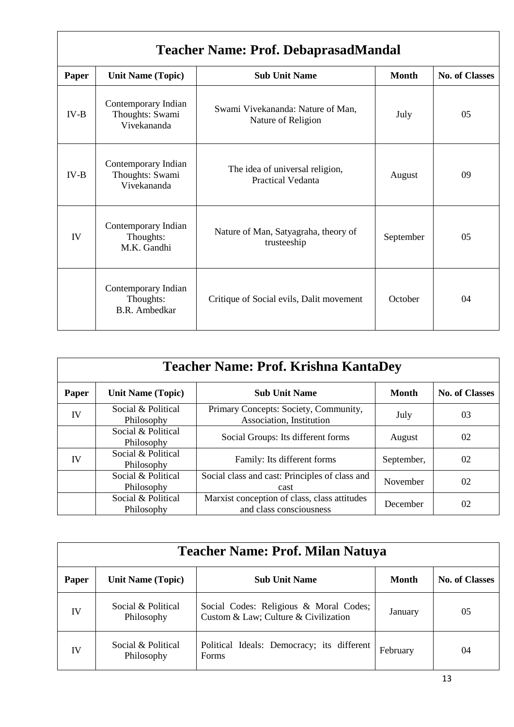## Teacher Name: Prof. DebaprasadMandal

| Paper | Unit Name (Topic) | Sub Unit Name | Month | No. of Classes |
|---|---|---|---|---|
| IV-B | Contemporary Indian Thoughts: Swami Vivekananda | Swami Vivekananda: Nature of Man, Nature of Religion | July | 05 |
| IV-B | Contemporary Indian Thoughts: Swami Vivekananda | The idea of universal religion, Practical Vedanta | August | 09 |
| IV | Contemporary Indian Thoughts: M.K. Gandhi | Nature of Man, Satyagraha, theory of trusteeship | September | 05 |
| | Contemporary Indian Thoughts: B.R. Ambedkar | Critique of Social evils, Dalit movement | October | 04 |

## Teacher Name: Prof. Krishna KantaDey

| Paper | Unit Name (Topic) | Sub Unit Name | Month | No. of Classes |
|---|---|---|---|---|
| IV | Social & Political Philosophy | Primary Concepts: Society, Community, Association, Institution | July | 03 |
| | Social & Political Philosophy | Social Groups: Its different forms | August | 02 |
| IV | Social & Political Philosophy | Family: Its different forms | September, | 02 |
| | Social & Political Philosophy | Social class and cast: Principles of class and cast | November | 02 |
| | Social & Political Philosophy | Marxist conception of class, class attitudes and class consciousness | December | 02 |

## Teacher Name: Prof. Milan Natuya

| Paper | Unit Name (Topic) | Sub Unit Name | Month | No. of Classes |
|---|---|---|---|---|
| IV | Social & Political Philosophy | Social Codes: Religious & Moral Codes; Custom & Law; Culture & Civilization | January | 05 |
| IV | Social & Political Philosophy | Political Ideals: Democracy; its different Forms | February | 04 |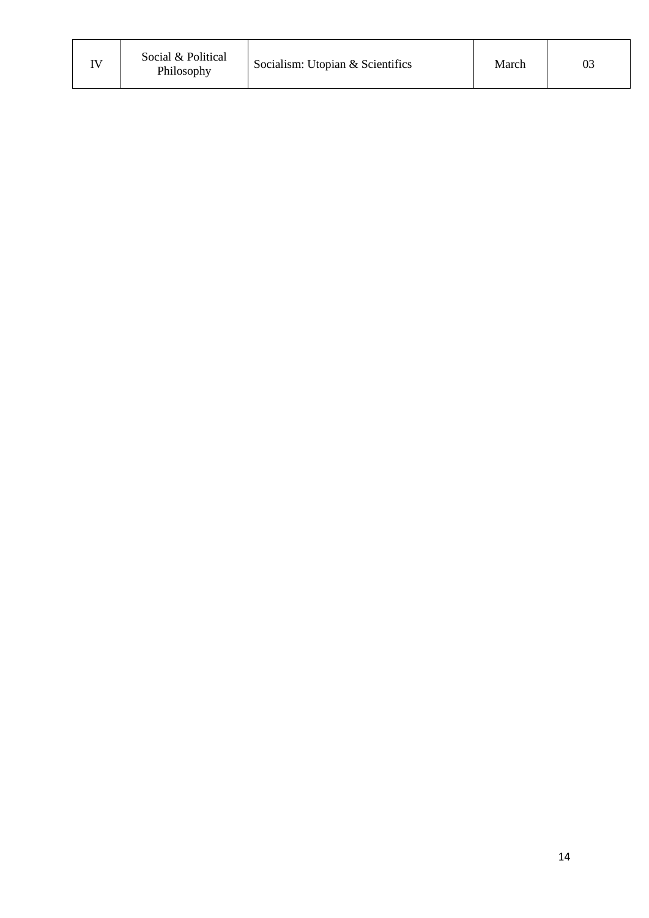| | | | | |
|---|---|---|---|---|
| IV | Social & Political Philosophy | Socialism: Utopian & Scientifics | March | 03 |